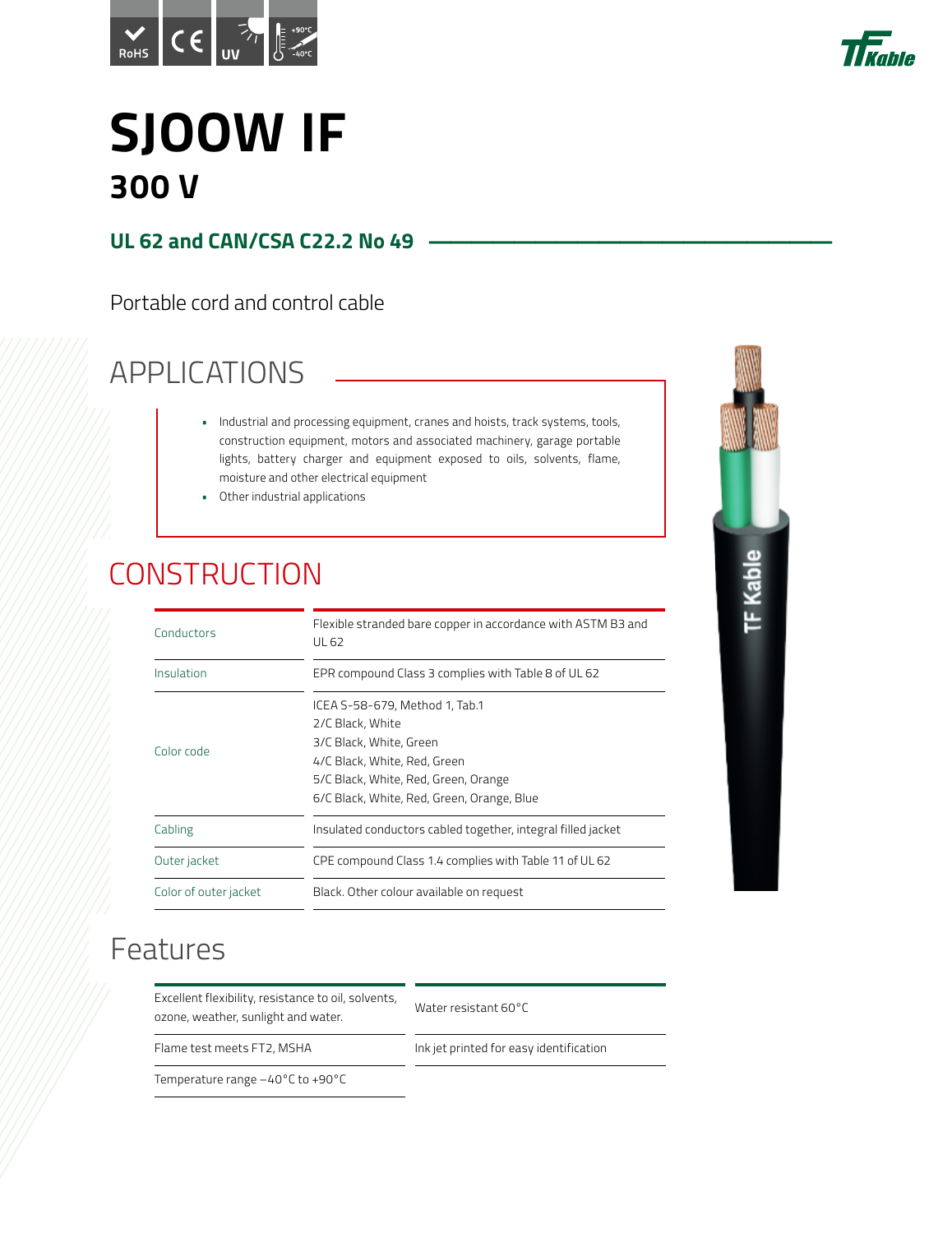# SJOOW IF

## 300 V

### UL 62 and CAN/CSA C22.2 No 49

Portable cord and control cable

## APPLICATIONS

- Industrial and processing equipment, cranes and hoists, track systems, tools, construction equipment, motors and associated machinery, garage portable lights, battery charger and equipment exposed to oils, solvents, flame, moisture and other electrical equipment
- Other industrial applications

## CONSTRUCTION

| | |
|---|---|
| Conductors | Flexible stranded bare copper in accordance with ASTM B3 and UL 62 |
| Insulation | EPR compound Class 3 complies with Table 8 of UL 62 |
| Color code | ICEA S-58-679, Method 1, Tab.1<br>2/C Black, White<br>3/C Black, White, Green<br>4/C Black, White, Red, Green<br>5/C Black, White, Red, Green, Orange<br>6/C Black, White, Red, Green, Orange, Blue |
| Cabling | Insulated conductors cabled together, integral filled jacket |
| Outer jacket | CPE compound Class 1.4 complies with Table 11 of UL 62 |
| Color of outer jacket | Black. Other colour available on request |

## Features

| | |
|---|---|
| Excellent flexibility, resistance to oil, solvents, ozone, weather, sunlight and water. | Water resistant 60°C |
| Flame test meets FT2, MSHA | Ink jet printed for easy identification |
| Temperature range −40°C to +90°C | |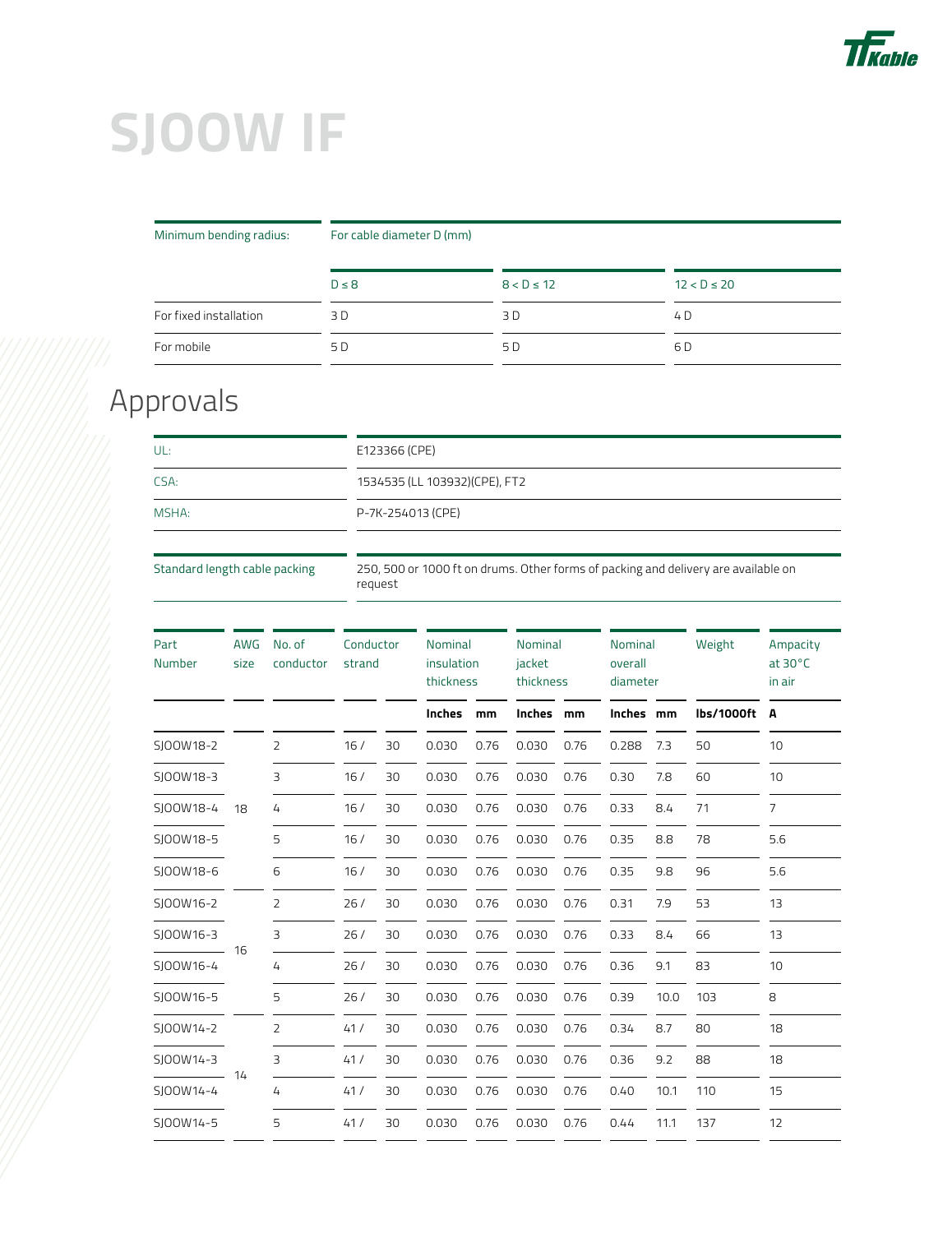# SJOOW IF

| Minimum bending radius: | For cable diameter D (mm) | | |
|---|---|---|---|
| | D ≤ 8 | 8 < D ≤ 12 | 12 < D ≤ 20 |
| For fixed installation | 3 D | 3 D | 4 D |
| For mobile | 5 D | 5 D | 6 D |

## Approvals

| | |
|---|---|
| UL: | E123366 (CPE) |
| CSA: | 1534535 (LL 103932)(CPE), FT2 |
| MSHA: | P-7K-254013 (CPE) |

| | |
|---|---|
| Standard length cable packing | 250, 500 or 1000 ft on drums. Other forms of packing and delivery are available on request |

| Part Number | AWG size | No. of conductor | Conductor strand | | Nominal insulation thickness | | Nominal jacket thickness | | Nominal overall diameter | | Weight | Ampacity at 30°C in air |
|---|---|---|---|---|---|---|---|---|---|---|---|---|
| | | | | | Inches | mm | Inches | mm | Inches | mm | lbs/1000ft | A |
| SJOOW18-2 | 18 | 2 | 16 / | 30 | 0.030 | 0.76 | 0.030 | 0.76 | 0.288 | 7.3 | 50 | 10 |
| SJOOW18-3 | 18 | 3 | 16 / | 30 | 0.030 | 0.76 | 0.030 | 0.76 | 0.30 | 7.8 | 60 | 10 |
| SJOOW18-4 | 18 | 4 | 16 / | 30 | 0.030 | 0.76 | 0.030 | 0.76 | 0.33 | 8.4 | 71 | 7 |
| SJOOW18-5 | 18 | 5 | 16 / | 30 | 0.030 | 0.76 | 0.030 | 0.76 | 0.35 | 8.8 | 78 | 5.6 |
| SJOOW18-6 | 18 | 6 | 16 / | 30 | 0.030 | 0.76 | 0.030 | 0.76 | 0.35 | 9.8 | 96 | 5.6 |
| SJOOW16-2 | 16 | 2 | 26 / | 30 | 0.030 | 0.76 | 0.030 | 0.76 | 0.31 | 7.9 | 53 | 13 |
| SJOOW16-3 | 16 | 3 | 26 / | 30 | 0.030 | 0.76 | 0.030 | 0.76 | 0.33 | 8.4 | 66 | 13 |
| SJOOW16-4 | 16 | 4 | 26 / | 30 | 0.030 | 0.76 | 0.030 | 0.76 | 0.36 | 9.1 | 83 | 10 |
| SJOOW16-5 | 16 | 5 | 26 / | 30 | 0.030 | 0.76 | 0.030 | 0.76 | 0.39 | 10.0 | 103 | 8 |
| SJOOW14-2 | 14 | 2 | 41 / | 30 | 0.030 | 0.76 | 0.030 | 0.76 | 0.34 | 8.7 | 80 | 18 |
| SJOOW14-3 | 14 | 3 | 41 / | 30 | 0.030 | 0.76 | 0.030 | 0.76 | 0.36 | 9.2 | 88 | 18 |
| SJOOW14-4 | 14 | 4 | 41 / | 30 | 0.030 | 0.76 | 0.030 | 0.76 | 0.40 | 10.1 | 110 | 15 |
| SJOOW14-5 | 14 | 5 | 41 / | 30 | 0.030 | 0.76 | 0.030 | 0.76 | 0.44 | 11.1 | 137 | 12 |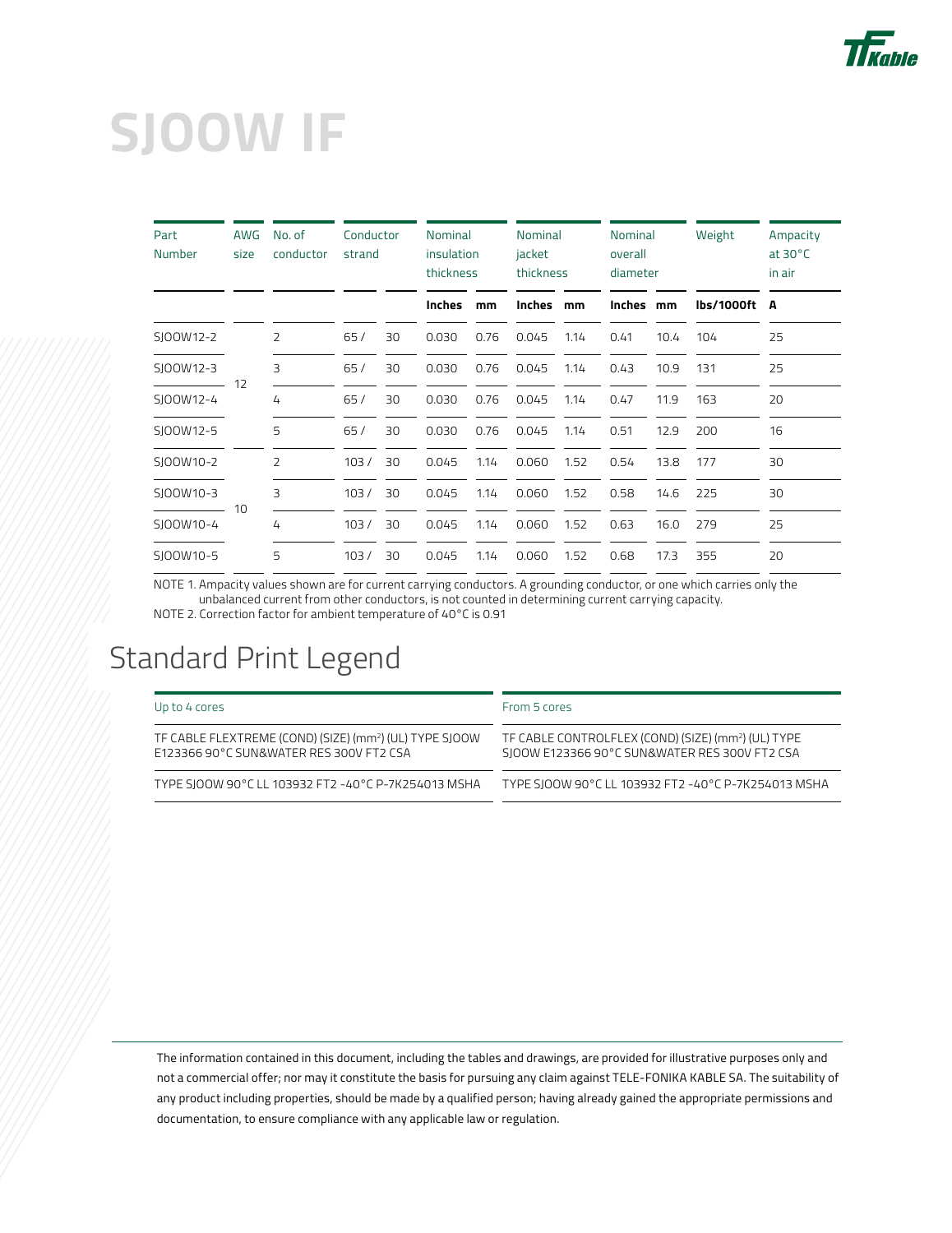# SJOOW IF

| Part Number | AWG size | No. of conductor | Conductor strand | | Nominal insulation thickness | | Nominal jacket thickness | | Nominal overall diameter | | Weight | Ampacity at 30°C in air |
|---|---|---|---|---|---|---|---|---|---|---|---|---|
| | | | | | Inches | mm | Inches | mm | Inches | mm | lbs/1000ft | A |
| SJOOW12-2 | 12 | 2 | 65 / | 30 | 0.030 | 0.76 | 0.045 | 1.14 | 0.41 | 10.4 | 104 | 25 |
| SJOOW12-3 | | 3 | 65 / | 30 | 0.030 | 0.76 | 0.045 | 1.14 | 0.43 | 10.9 | 131 | 25 |
| SJOOW12-4 | | 4 | 65 / | 30 | 0.030 | 0.76 | 0.045 | 1.14 | 0.47 | 11.9 | 163 | 20 |
| SJOOW12-5 | | 5 | 65 / | 30 | 0.030 | 0.76 | 0.045 | 1.14 | 0.51 | 12.9 | 200 | 16 |
| SJOOW10-2 | 10 | 2 | 103 / | 30 | 0.045 | 1.14 | 0.060 | 1.52 | 0.54 | 13.8 | 177 | 30 |
| SJOOW10-3 | | 3 | 103 / | 30 | 0.045 | 1.14 | 0.060 | 1.52 | 0.58 | 14.6 | 225 | 30 |
| SJOOW10-4 | | 4 | 103 / | 30 | 0.045 | 1.14 | 0.060 | 1.52 | 0.63 | 16.0 | 279 | 25 |
| SJOOW10-5 | | 5 | 103 / | 30 | 0.045 | 1.14 | 0.060 | 1.52 | 0.68 | 17.3 | 355 | 20 |

NOTE 1. Ampacity values shown are for current carrying conductors. A grounding conductor, or one which carries only the unbalanced current from other conductors, is not counted in determining current carrying capacity.
NOTE 2. Correction factor for ambient temperature of 40°C is 0.91

## Standard Print Legend

| Up to 4 cores | From 5 cores |
|---|---|
| TF CABLE FLEXTREME (COND) (SIZE) ($mm^2$) (UL) TYPE SJOOW E123366 90°C SUN&WATER RES 300V FT2 CSA | TF CABLE CONTROLFLEX (COND) (SIZE) ($mm^2$) (UL) TYPE SJOOW E123366 90°C SUN&WATER RES 300V FT2 CSA |
| TYPE SJOOW 90°C LL 103932 FT2 -40°C P-7K254013 MSHA | TYPE SJOOW 90°C LL 103932 FT2 -40°C P-7K254013 MSHA |

The information contained in this document, including the tables and drawings, are provided for illustrative purposes only and not a commercial offer; nor may it constitute the basis for pursuing any claim against TELE-FONIKA KABLE SA. The suitability of any product including properties, should be made by a qualified person; having already gained the appropriate permissions and documentation, to ensure compliance with any applicable law or regulation.